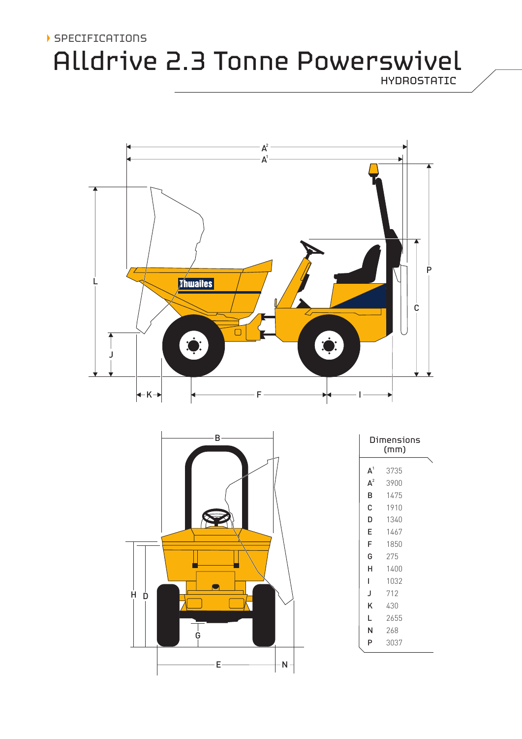SPECIFICATIONS

# Alldrive 2.3 Tonne Powerswivel

HYDROSTATIC

| Dimensions (mm) | |
|---|---|
| $A^1$ | 3735 |
| $A^2$ | 3900 |
| B | 1475 |
| C | 1910 |
| D | 1340 |
| E | 1467 |
| F | 1850 |
| G | 275 |
| H | 1400 |
| I | 1032 |
| J | 712 |
| K | 430 |
| L | 2655 |
| N | 268 |
| P | 3037 |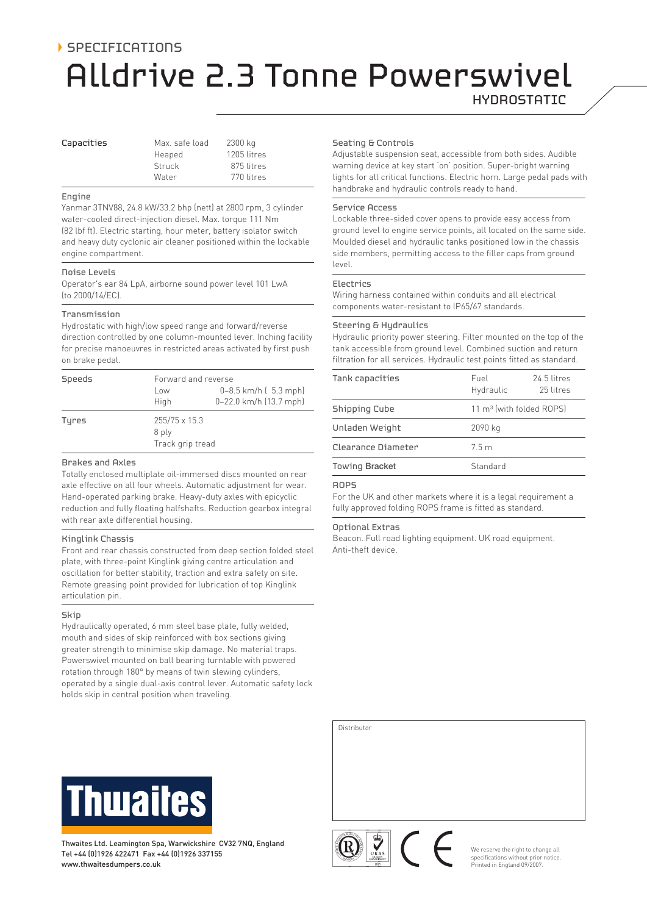SPECIFICATIONS

# Alldrive 2.3 Tonne Powerswivel

HYDROSTATIC

| | | |
|---|---|---|
| Capacities | Max. safe load | 2300 kg |
| | Heaped | 1205 litres |
| | Struck | 875 litres |
| | Water | 770 litres |

### Engine

Yanmar 3TNV88, 24.8 kW/33.2 bhp (nett) at 2800 rpm, 3 cylinder water-cooled direct-injection diesel. Max. torque 111 Nm (82 lbf ft). Electric starting, hour meter, battery isolator switch and heavy duty cyclonic air cleaner positioned within the lockable engine compartment.

### Noise Levels

Operator's ear 84 LpA, airborne sound power level 101 LwA (to 2000/14/EC).

### Transmission

Hydrostatic with high/low speed range and forward/reverse direction controlled by one column-mounted lever. Inching facility for precise manoeuvres in restricted areas activated by first push on brake pedal.

| | | |
|---|---|---|
| Speeds | Forward and reverse | |
| | Low | 0–8.5 km/h ( 5.3 mph) |
| | High | 0–22.0 km/h (13.7 mph) |
| Tyres | 255/75 x 15.3 | |
| | 8 ply | |
| | Track grip tread | |

### Brakes and Axles

Totally enclosed multiplate oil-immersed discs mounted on rear axle effective on all four wheels. Automatic adjustment for wear. Hand-operated parking brake. Heavy-duty axles with epicyclic reduction and fully floating halfshafts. Reduction gearbox integral with rear axle differential housing.

### Kinglink Chassis

Front and rear chassis constructed from deep section folded steel plate, with three-point Kinglink giving centre articulation and oscillation for better stability, traction and extra safety on site. Remote greasing point provided for lubrication of top Kinglink articulation pin.

### Skip

Hydraulically operated, 6 mm steel base plate, fully welded, mouth and sides of skip reinforced with box sections giving greater strength to minimise skip damage. No material traps. Powerswivel mounted on ball bearing turntable with powered rotation through 180° by means of twin slewing cylinders, operated by a single dual-axis control lever. Automatic safety lock holds skip in central position when traveling.

### Seating & Controls

Adjustable suspension seat, accessible from both sides. Audible warning device at key start 'on' position. Super-bright warning lights for all critical functions. Electric horn. Large pedal pads with handbrake and hydraulic controls ready to hand.

### Service Access

Lockable three-sided cover opens to provide easy access from ground level to engine service points, all located on the same side. Moulded diesel and hydraulic tanks positioned low in the chassis side members, permitting access to the filler caps from ground level.

### Electrics

Wiring harness contained within conduits and all electrical components water-resistant to IP65/67 standards.

### Steering & Hydraulics

Hydraulic priority power steering. Filter mounted on the top of the tank accessible from ground level. Combined suction and return filtration for all services. Hydraulic test points fitted as standard.

| | | |
|---|---|---|
| Tank capacities | Fuel | 24.5 litres |
| | Hydraulic | 25 litres |
| Shipping Cube | 11 m³ (with folded ROPS) | |
| Unladen Weight | 2090 kg | |
| Clearance Diameter | 7.5 m | |
| Towing Bracket | Standard | |

### ROPS

For the UK and other markets where it is a legal requirement a fully approved folding ROPS frame is fitted as standard.

### Optional Extras

Beacon. Full road lighting equipment. UK road equipment. Anti-theft device.

Distributor

Thwaites

Thwaites Ltd. Leamington Spa, Warwickshire CV32 7NQ, England
Tel +44 (0)1926 422471 Fax +44 (0)1926 337155
www.thwaitesdumpers.co.uk

We reserve the right to change all specifications without prior notice. Printed in England 09/2007.